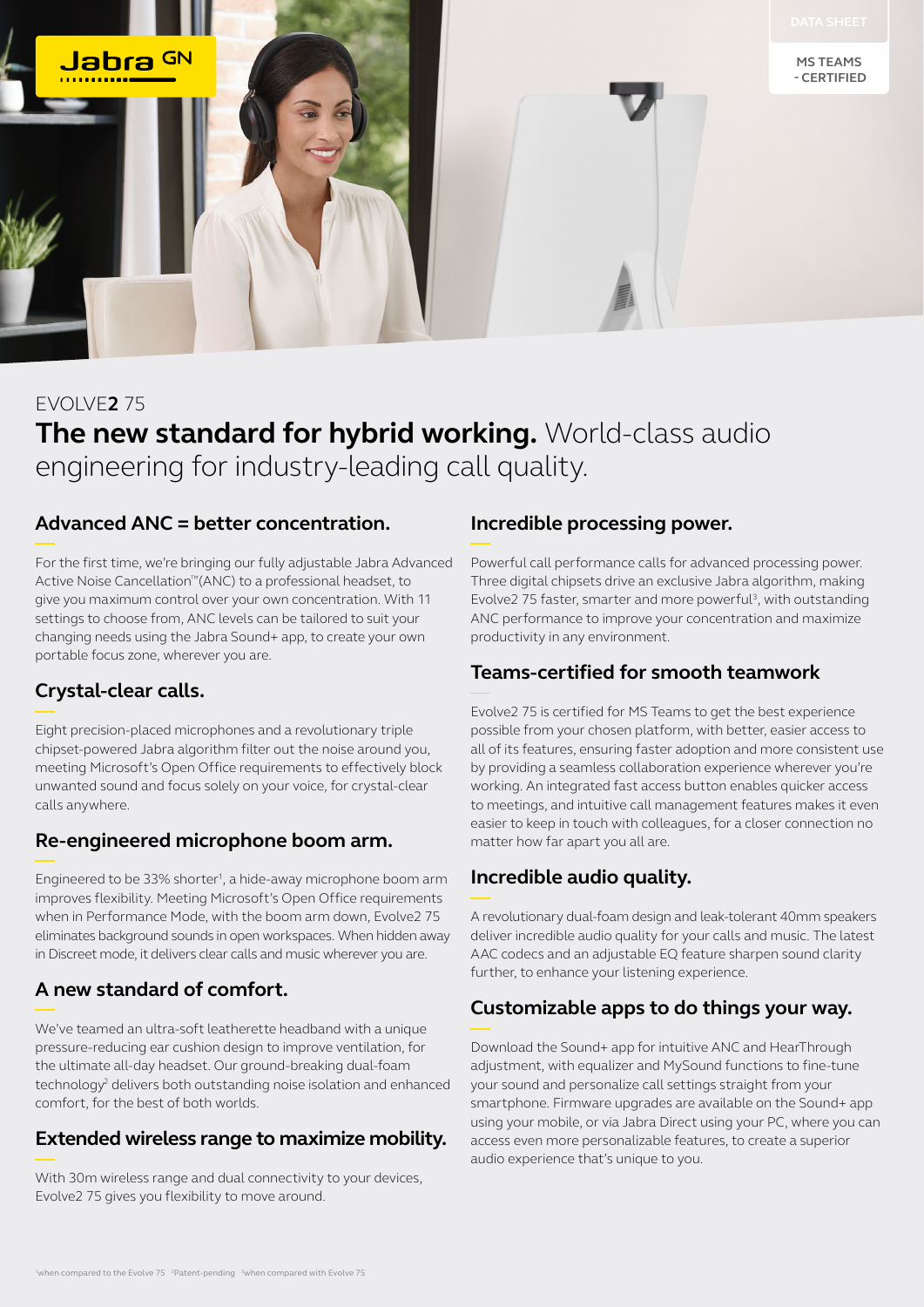DATA SHEET

MS TEAMS - CERTIFIED

EVOLVE**2** 75

# **The new standard for hybrid working.** World-class audio engineering for industry-leading call quality.

## Advanced ANC = better concentration.

For the first time, we're bringing our fully adjustable Jabra Advanced Active Noise Cancellation™(ANC) to a professional headset, to give you maximum control over your own concentration. With 11 settings to choose from, ANC levels can be tailored to suit your changing needs using the Jabra Sound+ app, to create your own portable focus zone, wherever you are.

## Crystal-clear calls.

Eight precision-placed microphones and a revolutionary triple chipset-powered Jabra algorithm filter out the noise around you, meeting Microsoft's Open Office requirements to effectively block unwanted sound and focus solely on your voice, for crystal-clear calls anywhere.

## Re-engineered microphone boom arm.

Engineered to be 33% shorter[1], a hide-away microphone boom arm improves flexibility. Meeting Microsoft's Open Office requirements when in Performance Mode, with the boom arm down, Evolve2 75 eliminates background sounds in open workspaces. When hidden away in Discreet mode, it delivers clear calls and music wherever you are.

## A new standard of comfort.

We've teamed an ultra-soft leatherette headband with a unique pressure-reducing ear cushion design to improve ventilation, for the ultimate all-day headset. Our ground-breaking dual-foam technology[2] delivers both outstanding noise isolation and enhanced comfort, for the best of both worlds.

## Extended wireless range to maximize mobility.

With 30m wireless range and dual connectivity to your devices, Evolve2 75 gives you flexibility to move around.

## Incredible processing power.

Powerful call performance calls for advanced processing power. Three digital chipsets drive an exclusive Jabra algorithm, making Evolve2 75 faster, smarter and more powerful[3], with outstanding ANC performance to improve your concentration and maximize productivity in any environment.

## Teams-certified for smooth teamwork

Evolve2 75 is certified for MS Teams to get the best experience possible from your chosen platform, with better, easier access to all of its features, ensuring faster adoption and more consistent use by providing a seamless collaboration experience wherever you're working. An integrated fast access button enables quicker access to meetings, and intuitive call management features makes it even easier to keep in touch with colleagues, for a closer connection no matter how far apart you all are.

## Incredible audio quality.

A revolutionary dual-foam design and leak-tolerant 40mm speakers deliver incredible audio quality for your calls and music. The latest AAC codecs and an adjustable EQ feature sharpen sound clarity further, to enhance your listening experience.

## Customizable apps to do things your way.

Download the Sound+ app for intuitive ANC and HearThrough adjustment, with equalizer and MySound functions to fine-tune your sound and personalize call settings straight from your smartphone. Firmware upgrades are available on the Sound+ app using your mobile, or via Jabra Direct using your PC, where you can access even more personalizable features, to create a superior audio experience that's unique to you.

[1]when compared to the Evolve 75 [2]Patent-pending [3]when compared with Evolve 75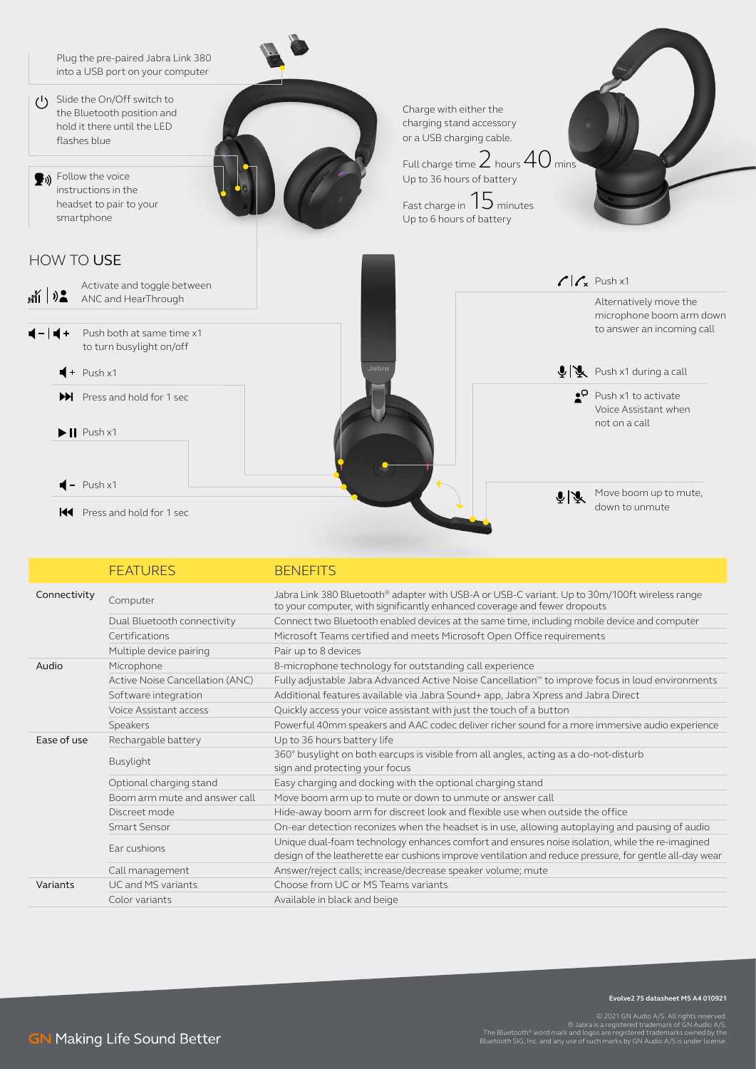Plug the pre-paired Jabra Link 380 into a USB port on your computer

Slide the On/Off switch to the Bluetooth position and hold it there until the LED flashes blue

Follow the voice instructions in the headset to pair to your smartphone

Charge with either the charging stand accessory or a USB charging cable.

Full charge time 2 hours 40 mins
Up to 36 hours of battery

Fast charge in 15 minutes
Up to 6 hours of battery

## HOW TO USE

Activate and toggle between ANC and HearThrough

Push both at same time x1 to turn busylight on/off

Push x1

Press and hold for 1 sec

Push x1

Push x1

Press and hold for 1 sec

Push x1

Alternatively move the microphone boom arm down to answer an incoming call

Push x1 during a call

Push x1 to activate Voice Assistant when not on a call

Move boom up to mute, down to unmute

| | FEATURES | BENEFITS |
|---|---|---|
| Connectivity | Computer | Jabra Link 380 Bluetooth® adapter with USB-A or USB-C variant. Up to 30m/100ft wireless range to your computer, with significantly enhanced coverage and fewer dropouts |
| | Dual Bluetooth connectivity | Connect two Bluetooth enabled devices at the same time, including mobile device and computer |
| | Certifications | Microsoft Teams certified and meets Microsoft Open Office requirements |
| | Multiple device pairing | Pair up to 8 devices |
| Audio | Microphone | 8-microphone technology for outstanding call experience |
| | Active Noise Cancellation (ANC) | Fully adjustable Jabra Advanced Active Noise Cancellation™ to improve focus in loud environments |
| | Software integration | Additional features available via Jabra Sound+ app, Jabra Xpress and Jabra Direct |
| | Voice Assistant access | Quickly access your voice assistant with just the touch of a button |
| | Speakers | Powerful 40mm speakers and AAC codec deliver richer sound for a more immersive audio experience |
| Ease of use | Rechargable battery | Up to 36 hours battery life |
| | Busylight | 360° busylight on both earcups is visible from all angles, acting as a do-not-disturb sign and protecting your focus |
| | Optional charging stand | Easy charging and docking with the optional charging stand |
| | Boom arm mute and answer call | Move boom arm up to mute or down to unmute or answer call |
| | Discreet mode | Hide-away boom arm for discreet look and flexible use when outside the office |
| | Smart Sensor | On-ear detection reconizes when the headset is in use, allowing autoplaying and pausing of audio |
| | Ear cushions | Unique dual-foam technology enhances comfort and ensures noise isolation, while the re-imagined design of the leatherette ear cushions improve ventilation and reduce pressure, for gentle all-day wear |
| | Call management | Answer/reject calls; increase/decrease speaker volume; mute |
| Variants | UC and MS variants | Choose from UC or MS Teams variants |
| | Color variants | Available in black and beige |

**Evolve2 75 datasheet MS A4 010921**

© 2021 GN Audio A/S. All rights reserved.
® Jabra is a registered trademark of GN Audio A/S.
The Bluetooth® word mark and logos are registered trademarks owned by the Bluetooth SIG, Inc. and any use of such marks by GN Audio A/S is under license.

GN Making Life Sound Better